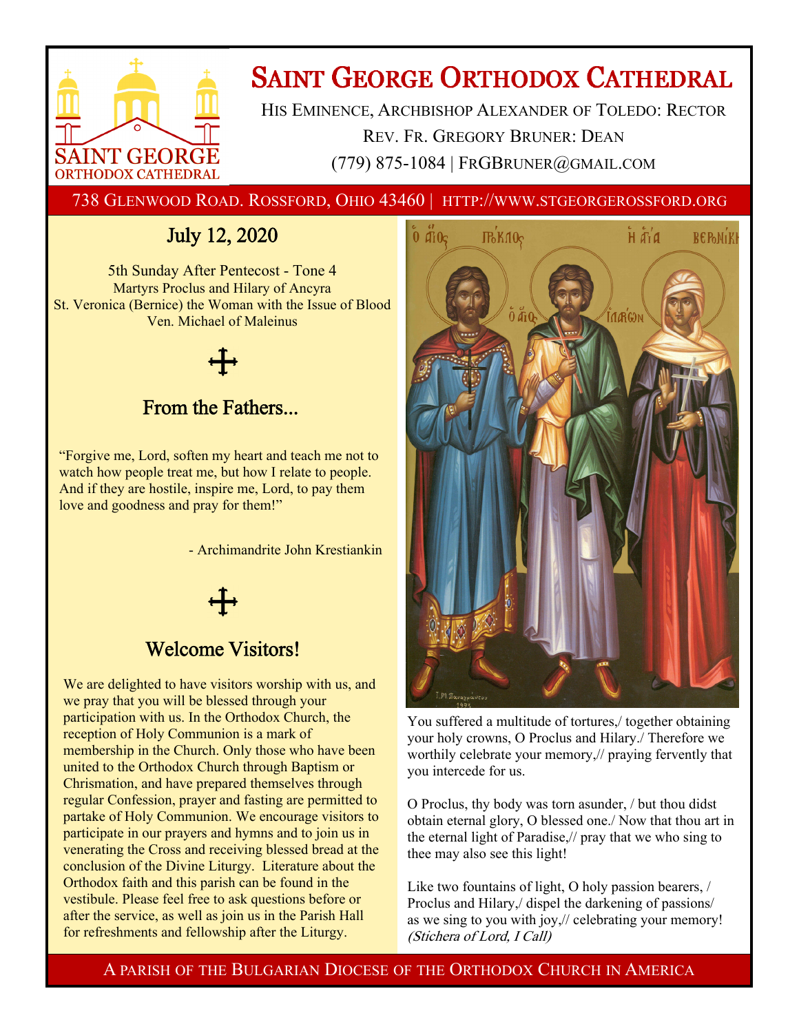# Saint George Orthodox Cathedral

His Eminence, Archbishop Alexander of Toledo: Rector

Rev. Fr. Gregory Bruner: Dean

(779) 875-1084 | FRGBruner@gmail.com

738 Glenwood Road. Rossford, Ohio 43460 | http://www.stgeorgerossford.org

## July 12, 2020

5th Sunday After Pentecost - Tone 4
Martyrs Proclus and Hilary of Ancyra
St. Veronica (Bernice) the Woman with the Issue of Blood
Ven. Michael of Maleinus

## From the Fathers...

"Forgive me, Lord, soften my heart and teach me not to watch how people treat me, but how I relate to people. And if they are hostile, inspire me, Lord, to pay them love and goodness and pray for them!"

- Archimandrite John Krestiankin

## Welcome Visitors!

We are delighted to have visitors worship with us, and we pray that you will be blessed through your participation with us. In the Orthodox Church, the reception of Holy Communion is a mark of membership in the Church. Only those who have been united to the Orthodox Church through Baptism or Chrismation, and have prepared themselves through regular Confession, prayer and fasting are permitted to partake of Holy Communion. We encourage visitors to participate in our prayers and hymns and to join us in venerating the Cross and receiving blessed bread at the conclusion of the Divine Liturgy. Literature about the Orthodox faith and this parish can be found in the vestibule. Please feel free to ask questions before or after the service, as well as join us in the Parish Hall for refreshments and fellowship after the Liturgy.

You suffered a multitude of tortures,/ together obtaining your holy crowns, O Proclus and Hilary./ Therefore we worthily celebrate your memory,// praying fervently that you intercede for us.

O Proclus, thy body was torn asunder, / but thou didst obtain eternal glory, O blessed one./ Now that thou art in the eternal light of Paradise,// pray that we who sing to thee may also see this light!

Like two fountains of light, O holy passion bearers, / Proclus and Hilary,/ dispel the darkening of passions/ as we sing to you with joy,// celebrating your memory! *(Stichera of Lord, I Call)*

A parish of the Bulgarian Diocese of the Orthodox Church in America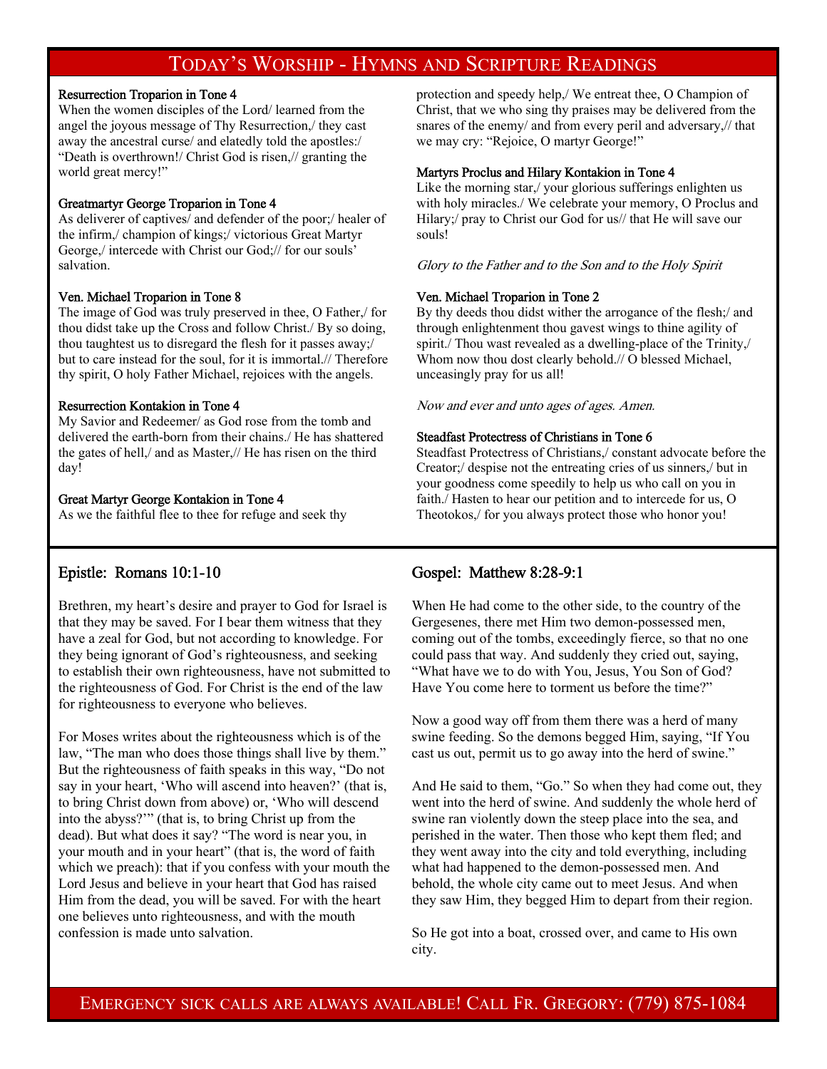# Today's Worship - Hymns and Scripture Readings

**Resurrection Troparion in Tone 4**
When the women disciples of the Lord/ learned from the angel the joyous message of Thy Resurrection,/ they cast away the ancestral curse/ and elatedly told the apostles:/ "Death is overthrown!/ Christ God is risen,// granting the world great mercy!"

**Greatmartyr George Troparion in Tone 4**
As deliverer of captives/ and defender of the poor;/ healer of the infirm,/ champion of kings;/ victorious Great Martyr George,/ intercede with Christ our God;// for our souls' salvation.

**Ven. Michael Troparion in Tone 8**
The image of God was truly preserved in thee, O Father,/ for thou didst take up the Cross and follow Christ./ By so doing, thou taughtest us to disregard the flesh for it passes away;/ but to care instead for the soul, for it is immortal.// Therefore thy spirit, O holy Father Michael, rejoices with the angels.

**Resurrection Kontakion in Tone 4**
My Savior and Redeemer/ as God rose from the tomb and delivered the earth-born from their chains./ He has shattered the gates of hell,/ and as Master,// He has risen on the third day!

**Great Martyr George Kontakion in Tone 4**
As we the faithful flee to thee for refuge and seek thy protection and speedy help,/ We entreat thee, O Champion of Christ, that we who sing thy praises may be delivered from the snares of the enemy/ and from every peril and adversary,// that we may cry: "Rejoice, O martyr George!"

**Martyrs Proclus and Hilary Kontakion in Tone 4**
Like the morning star,/ your glorious sufferings enlighten us with holy miracles./ We celebrate your memory, O Proclus and Hilary;/ pray to Christ our God for us// that He will save our souls!

*Glory to the Father and to the Son and to the Holy Spirit*

**Ven. Michael Troparion in Tone 2**
By thy deeds thou didst wither the arrogance of the flesh;/ and through enlightenment thou gavest wings to thine agility of spirit./ Thou wast revealed as a dwelling-place of the Trinity,/ Whom now thou dost clearly behold.// O blessed Michael, unceasingly pray for us all!

*Now and ever and unto ages of ages. Amen.*

**Steadfast Protectress of Christians in Tone 6**
Steadfast Protectress of Christians,/ constant advocate before the Creator;/ despise not the entreating cries of us sinners,/ but in your goodness come speedily to help us who call on you in faith./ Hasten to hear our petition and to intercede for us, O Theotokos,/ for you always protect those who honor you!

## Epistle: Romans 10:1-10

Brethren, my heart's desire and prayer to God for Israel is that they may be saved. For I bear them witness that they have a zeal for God, but not according to knowledge. For they being ignorant of God's righteousness, and seeking to establish their own righteousness, have not submitted to the righteousness of God. For Christ is the end of the law for righteousness to everyone who believes.

For Moses writes about the righteousness which is of the law, "The man who does those things shall live by them." But the righteousness of faith speaks in this way, "Do not say in your heart, 'Who will ascend into heaven?' (that is, to bring Christ down from above) or, 'Who will descend into the abyss?'" (that is, to bring Christ up from the dead). But what does it say? "The word is near you, in your mouth and in your heart" (that is, the word of faith which we preach): that if you confess with your mouth the Lord Jesus and believe in your heart that God has raised Him from the dead, you will be saved. For with the heart one believes unto righteousness, and with the mouth confession is made unto salvation.

## Gospel: Matthew 8:28-9:1

When He had come to the other side, to the country of the Gergesenes, there met Him two demon-possessed men, coming out of the tombs, exceedingly fierce, so that no one could pass that way. And suddenly they cried out, saying, "What have we to do with You, Jesus, You Son of God? Have You come here to torment us before the time?"

Now a good way off from them there was a herd of many swine feeding. So the demons begged Him, saying, "If You cast us out, permit us to go away into the herd of swine."

And He said to them, "Go." So when they had come out, they went into the herd of swine. And suddenly the whole herd of swine ran violently down the steep place into the sea, and perished in the water. Then those who kept them fled; and they went away into the city and told everything, including what had happened to the demon-possessed men. And behold, the whole city came out to meet Jesus. And when they saw Him, they begged Him to depart from their region.

So He got into a boat, crossed over, and came to His own city.

Emergency sick calls are always available! Call Fr. Gregory: (779) 875-1084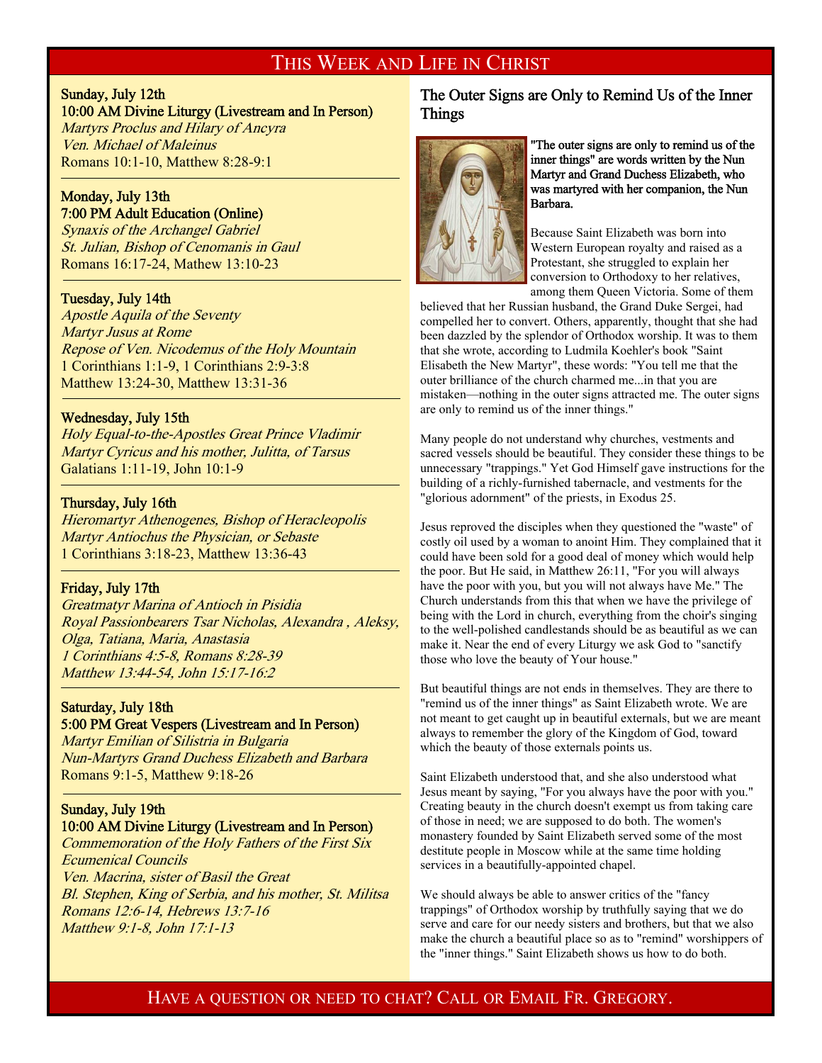# This Week and Life in Christ

**Sunday, July 12th**
**10:00 AM Divine Liturgy (Livestream and In Person)**
*Martyrs Proclus and Hilary of Ancyra*
*Ven. Michael of Maleinus*
Romans 10:1-10, Matthew 8:28-9:1

---

**Monday, July 13th**
**7:00 PM Adult Education (Online)**
*Synaxis of the Archangel Gabriel*
*St. Julian, Bishop of Cenomanis in Gaul*
Romans 16:17-24, Mathew 13:10-23

---

**Tuesday, July 14th**
*Apostle Aquila of the Seventy*
*Martyr Jusus at Rome*
*Repose of Ven. Nicodemus of the Holy Mountain*
1 Corinthians 1:1-9, 1 Corinthians 2:9-3:8
Matthew 13:24-30, Matthew 13:31-36

---

**Wednesday, July 15th**
*Holy Equal-to-the-Apostles Great Prince Vladimir*
*Martyr Cyricus and his mother, Julitta, of Tarsus*
Galatians 1:11-19, John 10:1-9

---

**Thursday, July 16th**
*Hieromartyr Athenogenes, Bishop of Heracleopolis*
*Martyr Antiochus the Physician, or Sebaste*
1 Corinthians 3:18-23, Matthew 13:36-43

---

**Friday, July 17th**
*Greatmatyr Marina of Antioch in Pisidia*
*Royal Passionbearers Tsar Nicholas, Alexandra , Aleksy, Olga, Tatiana, Maria, Anastasia*
*1 Corinthians 4:5-8, Romans 8:28-39*
*Matthew 13:44-54, John 15:17-16:2*

---

**Saturday, July 18th**
**5:00 PM Great Vespers (Livestream and In Person)**
*Martyr Emilian of Silistria in Bulgaria*
*Nun-Martyrs Grand Duchess Elizabeth and Barbara*
Romans 9:1-5, Matthew 9:18-26

---

**Sunday, July 19th**
**10:00 AM Divine Liturgy (Livestream and In Person)**
*Commemoration of the Holy Fathers of the First Six Ecumenical Councils*
*Ven. Macrina, sister of Basil the Great*
*Bl. Stephen, King of Serbia, and his mother, St. Militsa*
*Romans 12:6-14, Hebrews 13:7-16*
*Matthew 9:1-8, John 17:1-13*

## The Outer Signs are Only to Remind Us of the Inner Things

"The outer signs are only to remind us of the inner things" are words written by the Nun Martyr and Grand Duchess Elizabeth, who was martyred with her companion, the Nun Barbara.

Because Saint Elizabeth was born into Western European royalty and raised as a Protestant, she struggled to explain her conversion to Orthodoxy to her relatives, among them Queen Victoria. Some of them believed that her Russian husband, the Grand Duke Sergei, had compelled her to convert. Others, apparently, thought that she had been dazzled by the splendor of Orthodox worship. It was to them that she wrote, according to Ludmila Koehler's book "Saint Elisabeth the New Martyr", these words: "You tell me that the outer brilliance of the church charmed me...in that you are mistaken—nothing in the outer signs attracted me. The outer signs are only to remind us of the inner things."

Many people do not understand why churches, vestments and sacred vessels should be beautiful. They consider these things to be unnecessary "trappings." Yet God Himself gave instructions for the building of a richly-furnished tabernacle, and vestments for the "glorious adornment" of the priests, in Exodus 25.

Jesus reproved the disciples when they questioned the "waste" of costly oil used by a woman to anoint Him. They complained that it could have been sold for a good deal of money which would help the poor. But He said, in Matthew 26:11, "For you will always have the poor with you, but you will not always have Me." The Church understands from this that when we have the privilege of being with the Lord in church, everything from the choir's singing to the well-polished candlestands should be as beautiful as we can make it. Near the end of every Liturgy we ask God to "sanctify those who love the beauty of Your house."

But beautiful things are not ends in themselves. They are there to "remind us of the inner things" as Saint Elizabeth wrote. We are not meant to get caught up in beautiful externals, but we are meant always to remember the glory of the Kingdom of God, toward which the beauty of those externals points us.

Saint Elizabeth understood that, and she also understood what Jesus meant by saying, "For you always have the poor with you." Creating beauty in the church doesn't exempt us from taking care of those in need; we are supposed to do both. The women's monastery founded by Saint Elizabeth served some of the most destitute people in Moscow while at the same time holding services in a beautifully-appointed chapel.

We should always be able to answer critics of the "fancy trappings" of Orthodox worship by truthfully saying that we do serve and care for our needy sisters and brothers, but that we also make the church a beautiful place so as to "remind" worshippers of the "inner things." Saint Elizabeth shows us how to do both.

Have a question or need to chat? Call or Email Fr. Gregory.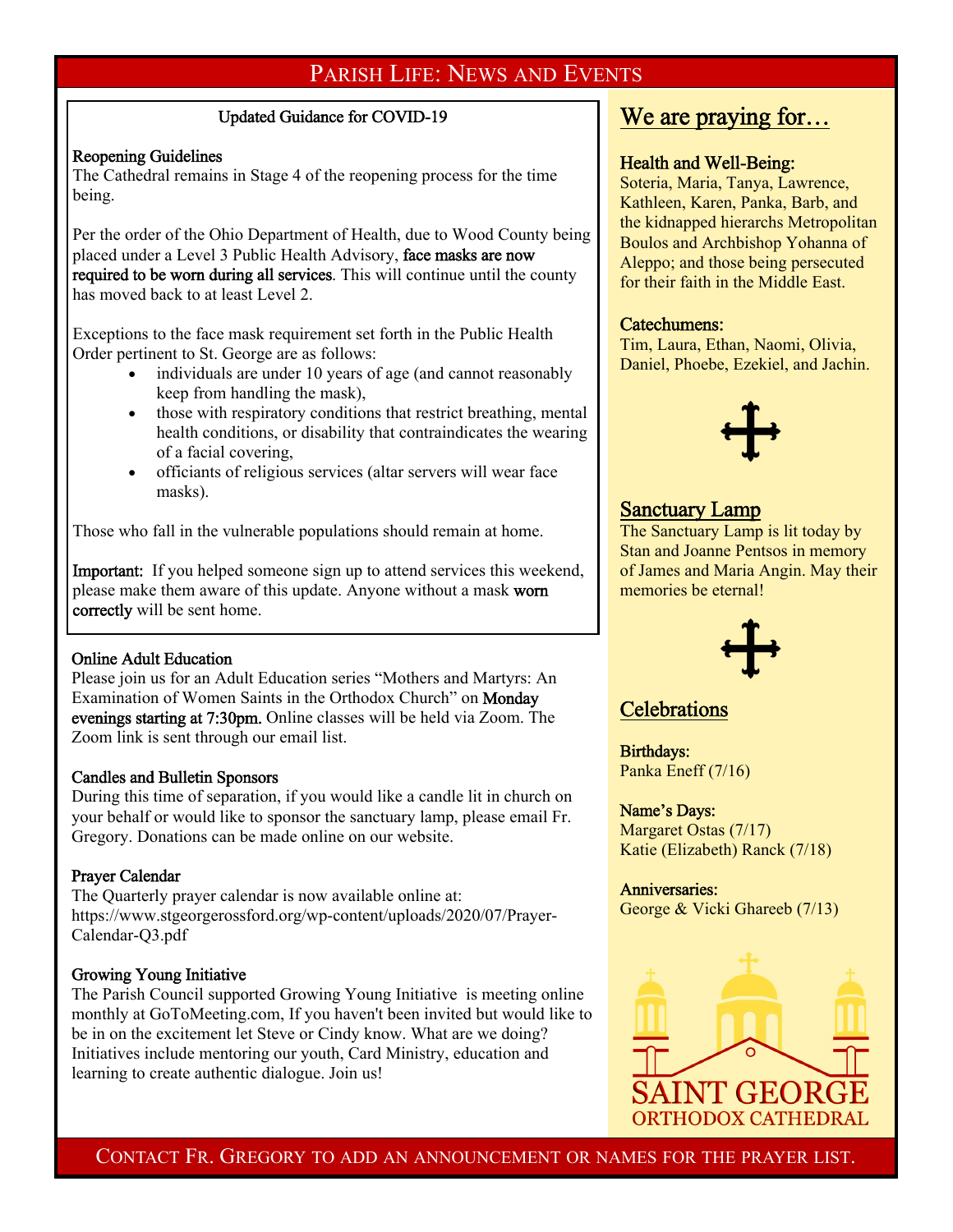# Parish Life: News and Events

## Updated Guidance for COVID-19

### Reopening Guidelines

The Cathedral remains in Stage 4 of the reopening process for the time being.

Per the order of the Ohio Department of Health, due to Wood County being placed under a Level 3 Public Health Advisory, face masks are now required to be worn during all services. This will continue until the county has moved back to at least Level 2.

Exceptions to the face mask requirement set forth in the Public Health Order pertinent to St. George are as follows:

- individuals are under 10 years of age (and cannot reasonably keep from handling the mask),
- those with respiratory conditions that restrict breathing, mental health conditions, or disability that contraindicates the wearing of a facial covering,
- officiants of religious services (altar servers will wear face masks).

Those who fall in the vulnerable populations should remain at home.

**Important:** If you helped someone sign up to attend services this weekend, please make them aware of this update. Anyone without a mask worn correctly will be sent home.

### Online Adult Education

Please join us for an Adult Education series "Mothers and Martyrs: An Examination of Women Saints in the Orthodox Church" on Monday evenings starting at 7:30pm. Online classes will be held via Zoom. The Zoom link is sent through our email list.

### Candles and Bulletin Sponsors

During this time of separation, if you would like a candle lit in church on your behalf or would like to sponsor the sanctuary lamp, please email Fr. Gregory. Donations can be made online on our website.

### Prayer Calendar

The Quarterly prayer calendar is now available online at: https://www.stgeorgerossford.org/wp-content/uploads/2020/07/Prayer-Calendar-Q3.pdf

### Growing Young Initiative

The Parish Council supported Growing Young Initiative is meeting online monthly at GoToMeeting.com, If you haven't been invited but would like to be in on the excitement let Steve or Cindy know. What are we doing? Initiatives include mentoring our youth, Card Ministry, education and learning to create authentic dialogue. Join us!

## We are praying for…

### Health and Well-Being:

Soteria, Maria, Tanya, Lawrence, Kathleen, Karen, Panka, Barb, and the kidnapped hierarchs Metropolitan Boulos and Archbishop Yohanna of Aleppo; and those being persecuted for their faith in the Middle East.

### Catechumens:

Tim, Laura, Ethan, Naomi, Olivia, Daniel, Phoebe, Ezekiel, and Jachin.

## Sanctuary Lamp

The Sanctuary Lamp is lit today by Stan and Joanne Pentsos in memory of James and Maria Angin. May their memories be eternal!

## Celebrations

**Birthdays:**
Panka Eneff (7/16)

**Name's Days:**
Margaret Ostas (7/17)
Katie (Elizabeth) Ranck (7/18)

**Anniversaries:**
George & Vicki Ghareeb (7/13)

SAINT GEORGE
ORTHODOX CATHEDRAL

Contact Fr. Gregory to add an announcement or names for the prayer list.